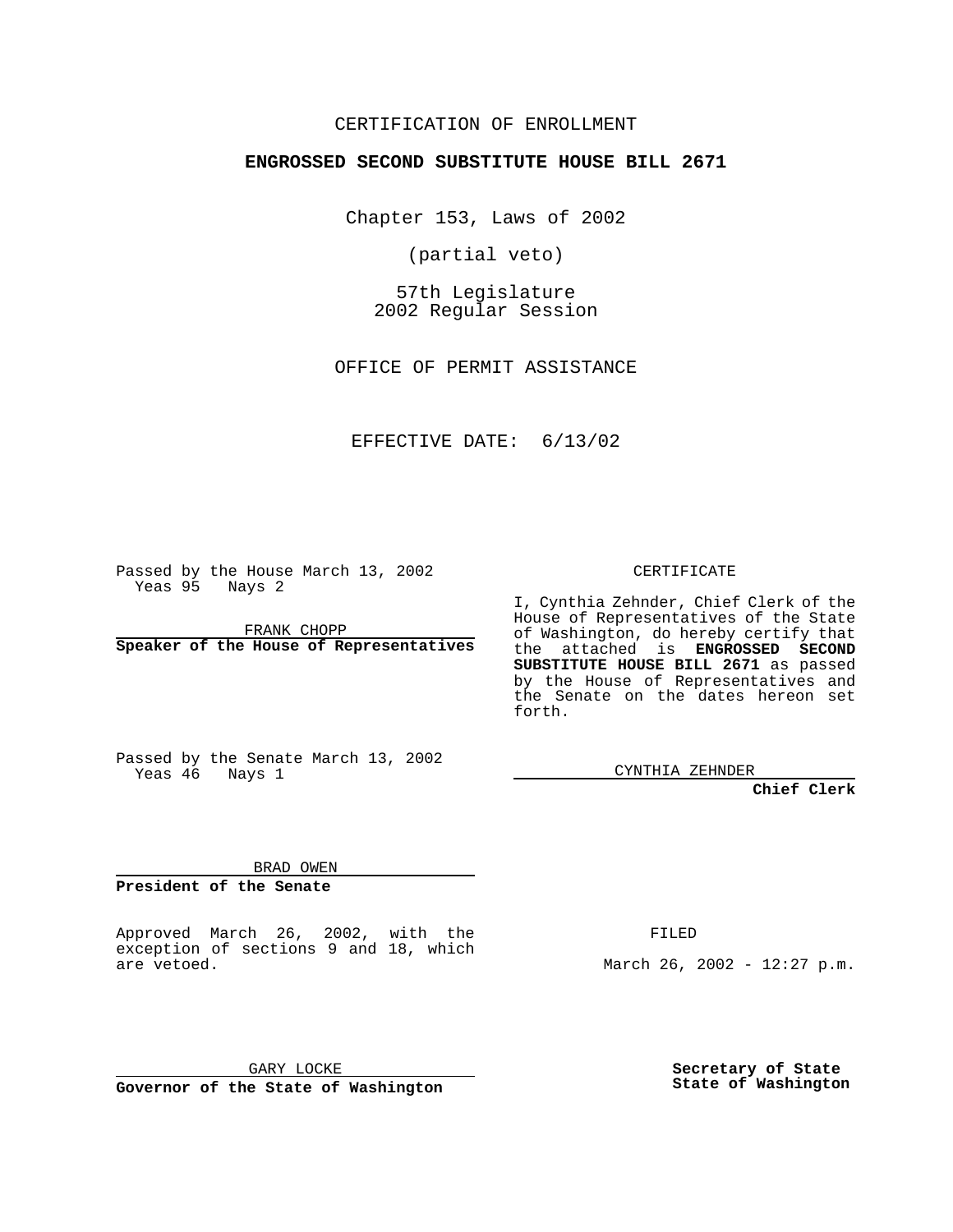CERTIFICATION OF ENROLLMENT

**ENGROSSED SECOND SUBSTITUTE HOUSE BILL 2671**

Chapter 153, Laws of 2002

(partial veto)

57th Legislature
2002 Regular Session

OFFICE OF PERMIT ASSISTANCE

EFFECTIVE DATE: 6/13/02

Passed by the House March 13, 2002
Yeas 95 Nays 2

FRANK CHOPP
**Speaker of the House of Representatives**

Passed by the Senate March 13, 2002
Yeas 46 Nays 1

BRAD OWEN
**President of the Senate**

CERTIFICATE

I, Cynthia Zehnder, Chief Clerk of the House of Representatives of the State of Washington, do hereby certify that the attached is **ENGROSSED SECOND SUBSTITUTE HOUSE BILL 2671** as passed by the House of Representatives and the Senate on the dates hereon set forth.

CYNTHIA ZEHNDER
**Chief Clerk**

Approved March 26, 2002, with the exception of sections 9 and 18, which are vetoed.

GARY LOCKE
**Governor of the State of Washington**

FILED

March 26, 2002 - 12:27 p.m.

**Secretary of State**
**State of Washington**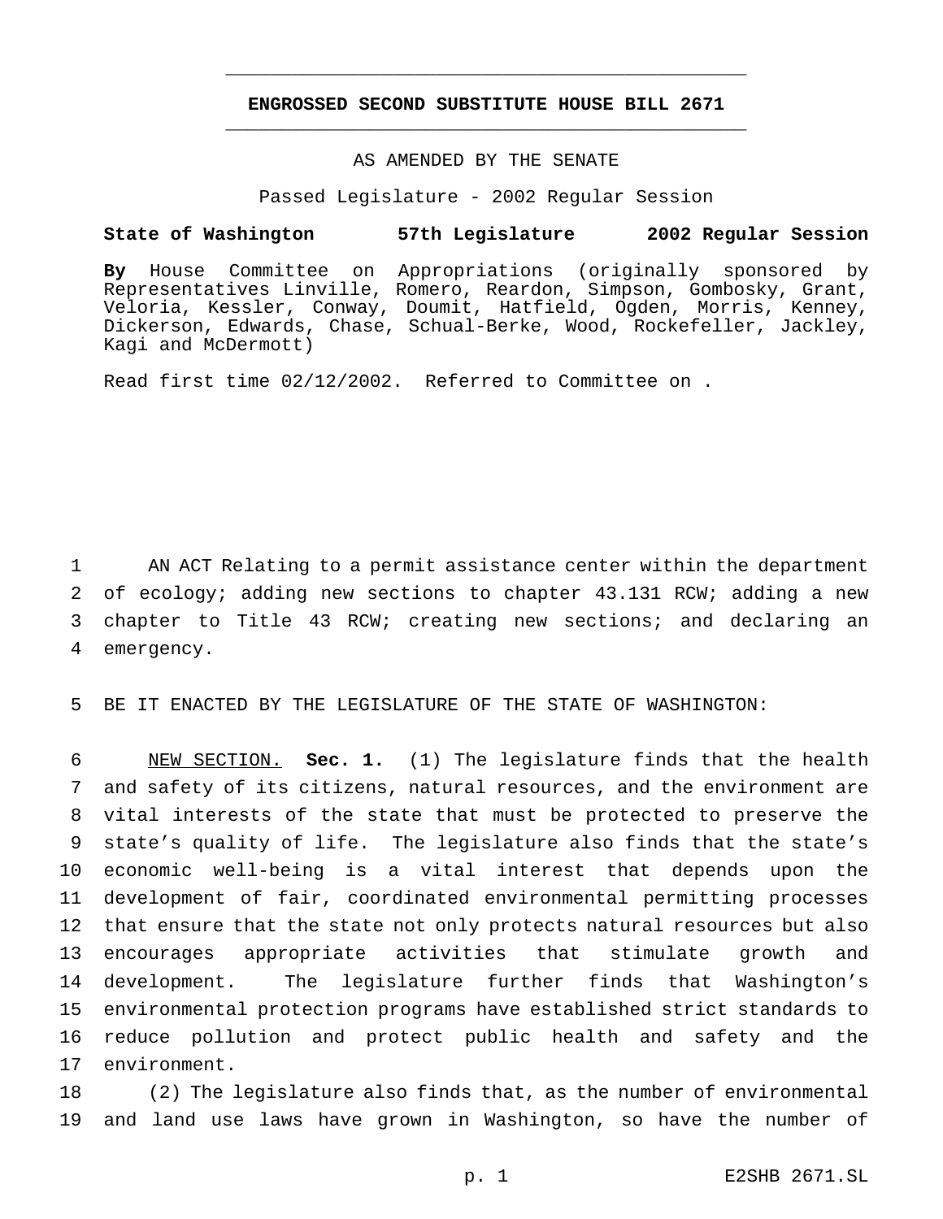# ENGROSSED SECOND SUBSTITUTE HOUSE BILL 2671

AS AMENDED BY THE SENATE

Passed Legislature - 2002 Regular Session

**State of Washington 57th Legislature 2002 Regular Session**

**By** House Committee on Appropriations (originally sponsored by Representatives Linville, Romero, Reardon, Simpson, Gombosky, Grant, Veloria, Kessler, Conway, Doumit, Hatfield, Ogden, Morris, Kenney, Dickerson, Edwards, Chase, Schual-Berke, Wood, Rockefeller, Jackley, Kagi and McDermott)

Read first time 02/12/2002. Referred to Committee on .

AN ACT Relating to a permit assistance center within the department of ecology; adding new sections to chapter 43.131 RCW; adding a new chapter to Title 43 RCW; creating new sections; and declaring an emergency.

BE IT ENACTED BY THE LEGISLATURE OF THE STATE OF WASHINGTON:

NEW SECTION. **Sec. 1.** (1) The legislature finds that the health and safety of its citizens, natural resources, and the environment are vital interests of the state that must be protected to preserve the state's quality of life. The legislature also finds that the state's economic well-being is a vital interest that depends upon the development of fair, coordinated environmental permitting processes that ensure that the state not only protects natural resources but also encourages appropriate activities that stimulate growth and development. The legislature further finds that Washington's environmental protection programs have established strict standards to reduce pollution and protect public health and safety and the environment.

(2) The legislature also finds that, as the number of environmental and land use laws have grown in Washington, so have the number of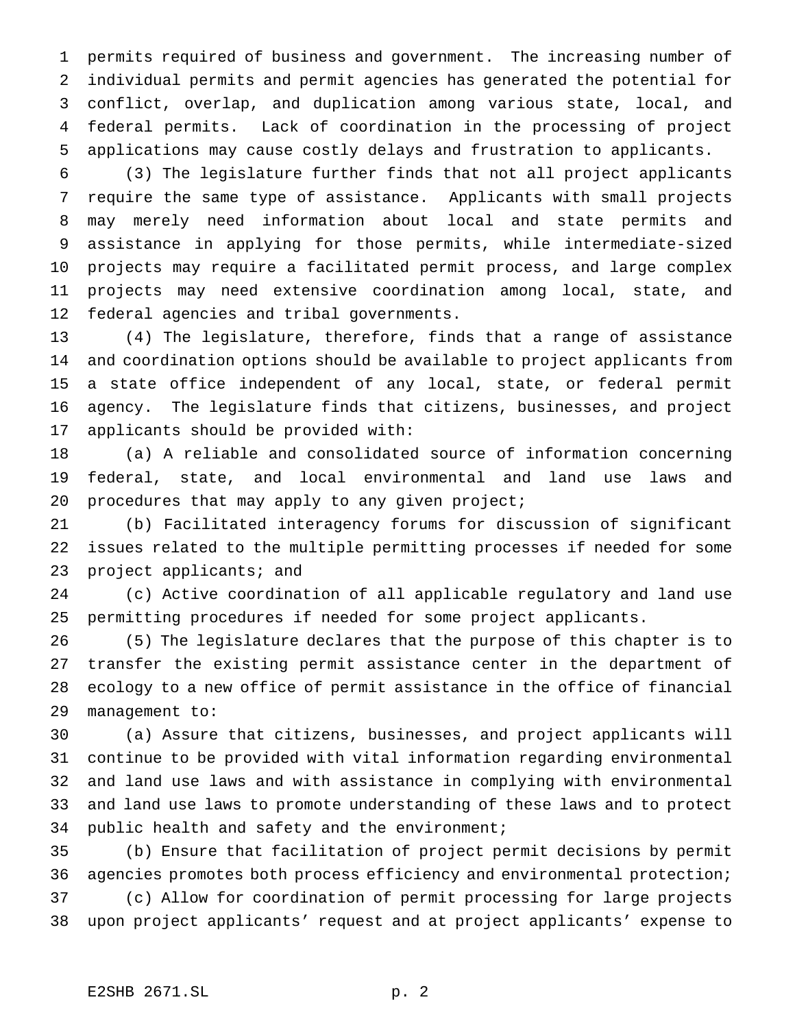permits required of business and government. The increasing number of individual permits and permit agencies has generated the potential for conflict, overlap, and duplication among various state, local, and federal permits. Lack of coordination in the processing of project applications may cause costly delays and frustration to applicants.

(3) The legislature further finds that not all project applicants require the same type of assistance. Applicants with small projects may merely need information about local and state permits and assistance in applying for those permits, while intermediate-sized projects may require a facilitated permit process, and large complex projects may need extensive coordination among local, state, and federal agencies and tribal governments.

(4) The legislature, therefore, finds that a range of assistance and coordination options should be available to project applicants from a state office independent of any local, state, or federal permit agency. The legislature finds that citizens, businesses, and project applicants should be provided with:

(a) A reliable and consolidated source of information concerning federal, state, and local environmental and land use laws and procedures that may apply to any given project;

(b) Facilitated interagency forums for discussion of significant issues related to the multiple permitting processes if needed for some project applicants; and

(c) Active coordination of all applicable regulatory and land use permitting procedures if needed for some project applicants.

(5) The legislature declares that the purpose of this chapter is to transfer the existing permit assistance center in the department of ecology to a new office of permit assistance in the office of financial management to:

(a) Assure that citizens, businesses, and project applicants will continue to be provided with vital information regarding environmental and land use laws and with assistance in complying with environmental and land use laws to promote understanding of these laws and to protect public health and safety and the environment;

(b) Ensure that facilitation of project permit decisions by permit agencies promotes both process efficiency and environmental protection;

(c) Allow for coordination of permit processing for large projects upon project applicants' request and at project applicants' expense to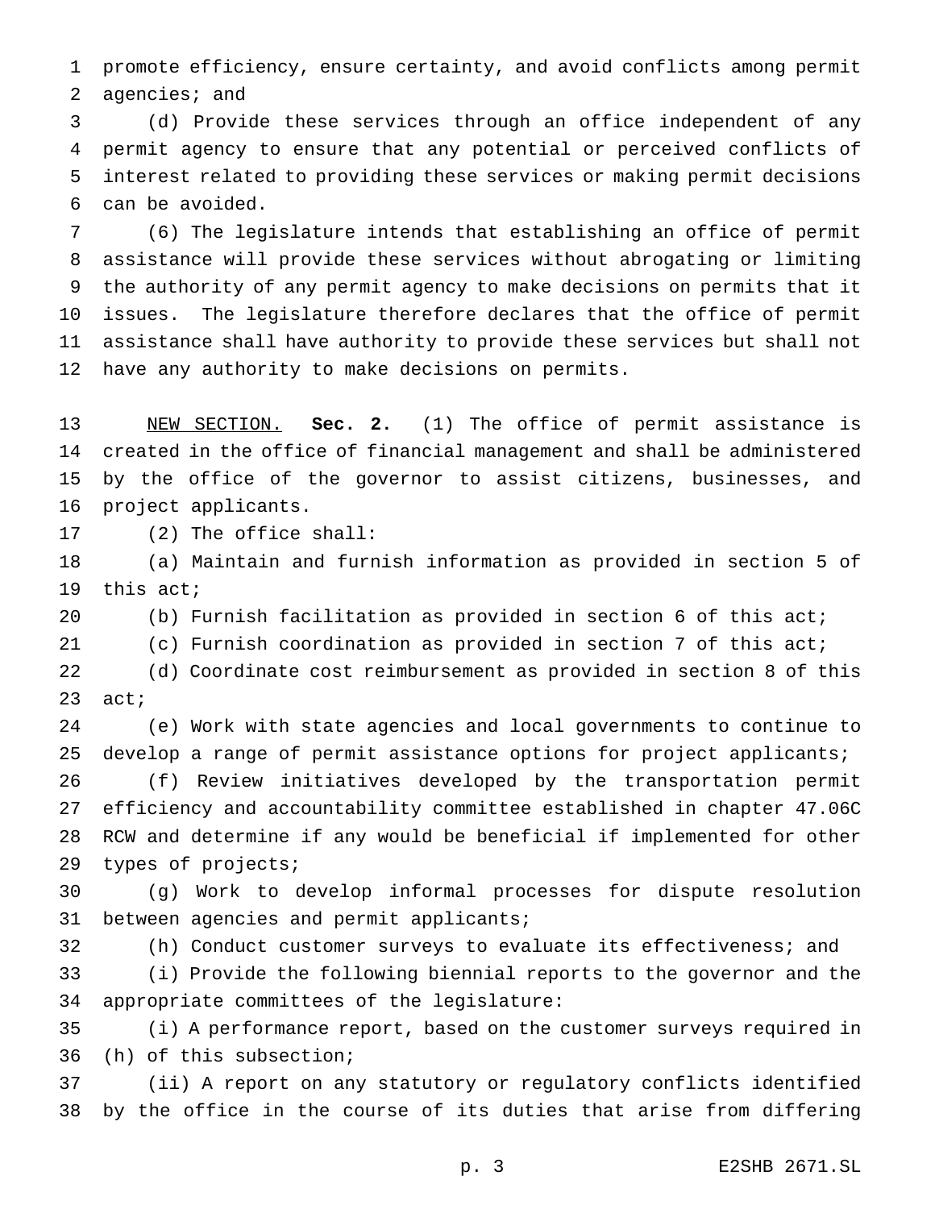promote efficiency, ensure certainty, and avoid conflicts among permit agencies; and

(d) Provide these services through an office independent of any permit agency to ensure that any potential or perceived conflicts of interest related to providing these services or making permit decisions can be avoided.

(6) The legislature intends that establishing an office of permit assistance will provide these services without abrogating or limiting the authority of any permit agency to make decisions on permits that it issues. The legislature therefore declares that the office of permit assistance shall have authority to provide these services but shall not have any authority to make decisions on permits.

NEW SECTION. **Sec. 2.** (1) The office of permit assistance is created in the office of financial management and shall be administered by the office of the governor to assist citizens, businesses, and project applicants.

(2) The office shall:

(a) Maintain and furnish information as provided in section 5 of this act;

(b) Furnish facilitation as provided in section 6 of this act;

(c) Furnish coordination as provided in section 7 of this act;

(d) Coordinate cost reimbursement as provided in section 8 of this act;

(e) Work with state agencies and local governments to continue to develop a range of permit assistance options for project applicants;

(f) Review initiatives developed by the transportation permit efficiency and accountability committee established in chapter 47.06C RCW and determine if any would be beneficial if implemented for other types of projects;

(g) Work to develop informal processes for dispute resolution between agencies and permit applicants;

(h) Conduct customer surveys to evaluate its effectiveness; and

(i) Provide the following biennial reports to the governor and the appropriate committees of the legislature:

(i) A performance report, based on the customer surveys required in (h) of this subsection;

(ii) A report on any statutory or regulatory conflicts identified by the office in the course of its duties that arise from differing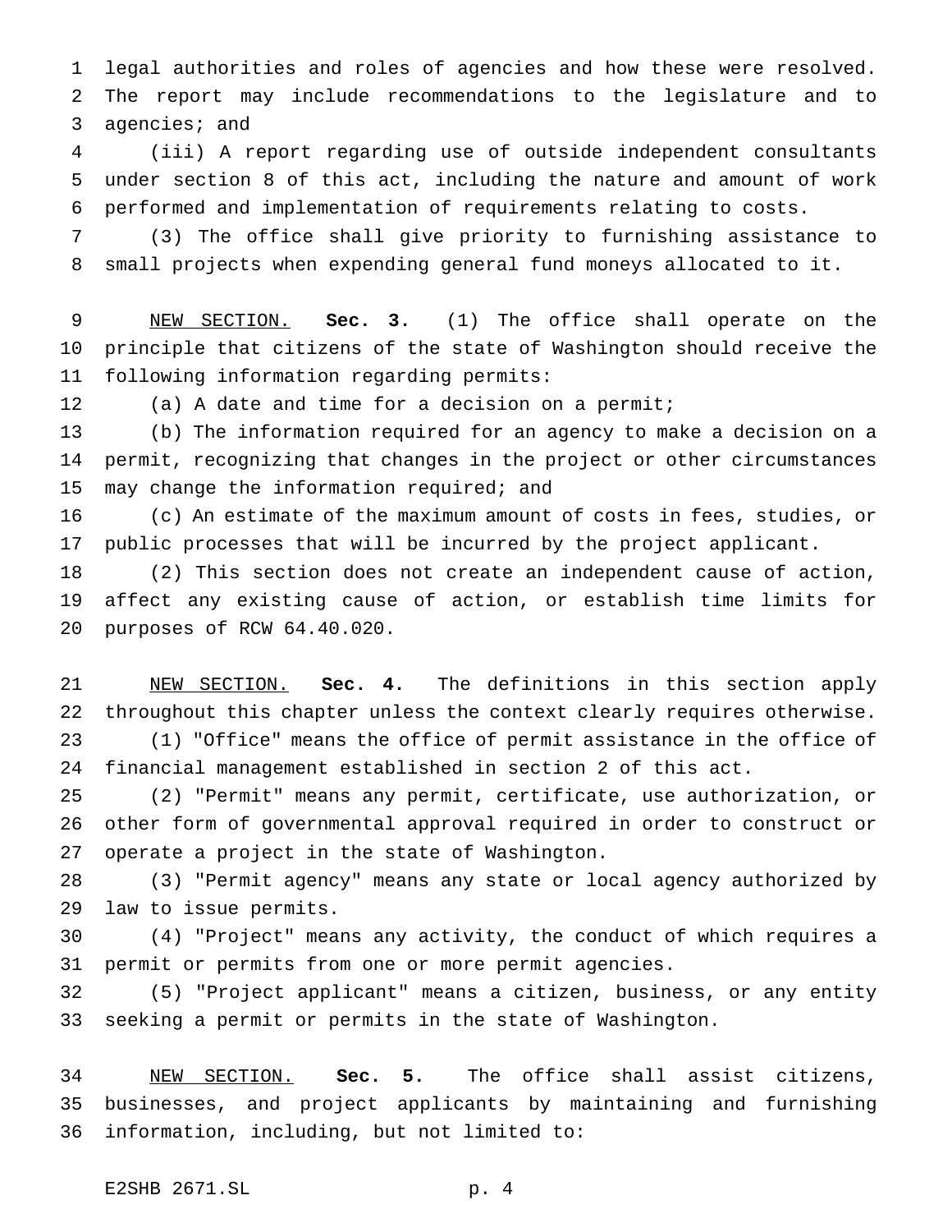legal authorities and roles of agencies and how these were resolved. The report may include recommendations to the legislature and to agencies; and

(iii) A report regarding use of outside independent consultants under section 8 of this act, including the nature and amount of work performed and implementation of requirements relating to costs.

(3) The office shall give priority to furnishing assistance to small projects when expending general fund moneys allocated to it.

NEW SECTION. **Sec. 3.** (1) The office shall operate on the principle that citizens of the state of Washington should receive the following information regarding permits:

(a) A date and time for a decision on a permit;

(b) The information required for an agency to make a decision on a permit, recognizing that changes in the project or other circumstances may change the information required; and

(c) An estimate of the maximum amount of costs in fees, studies, or public processes that will be incurred by the project applicant.

(2) This section does not create an independent cause of action, affect any existing cause of action, or establish time limits for purposes of RCW 64.40.020.

NEW SECTION. **Sec. 4.** The definitions in this section apply throughout this chapter unless the context clearly requires otherwise.

(1) "Office" means the office of permit assistance in the office of financial management established in section 2 of this act.

(2) "Permit" means any permit, certificate, use authorization, or other form of governmental approval required in order to construct or operate a project in the state of Washington.

(3) "Permit agency" means any state or local agency authorized by law to issue permits.

(4) "Project" means any activity, the conduct of which requires a permit or permits from one or more permit agencies.

(5) "Project applicant" means a citizen, business, or any entity seeking a permit or permits in the state of Washington.

NEW SECTION. **Sec. 5.** The office shall assist citizens, businesses, and project applicants by maintaining and furnishing information, including, but not limited to: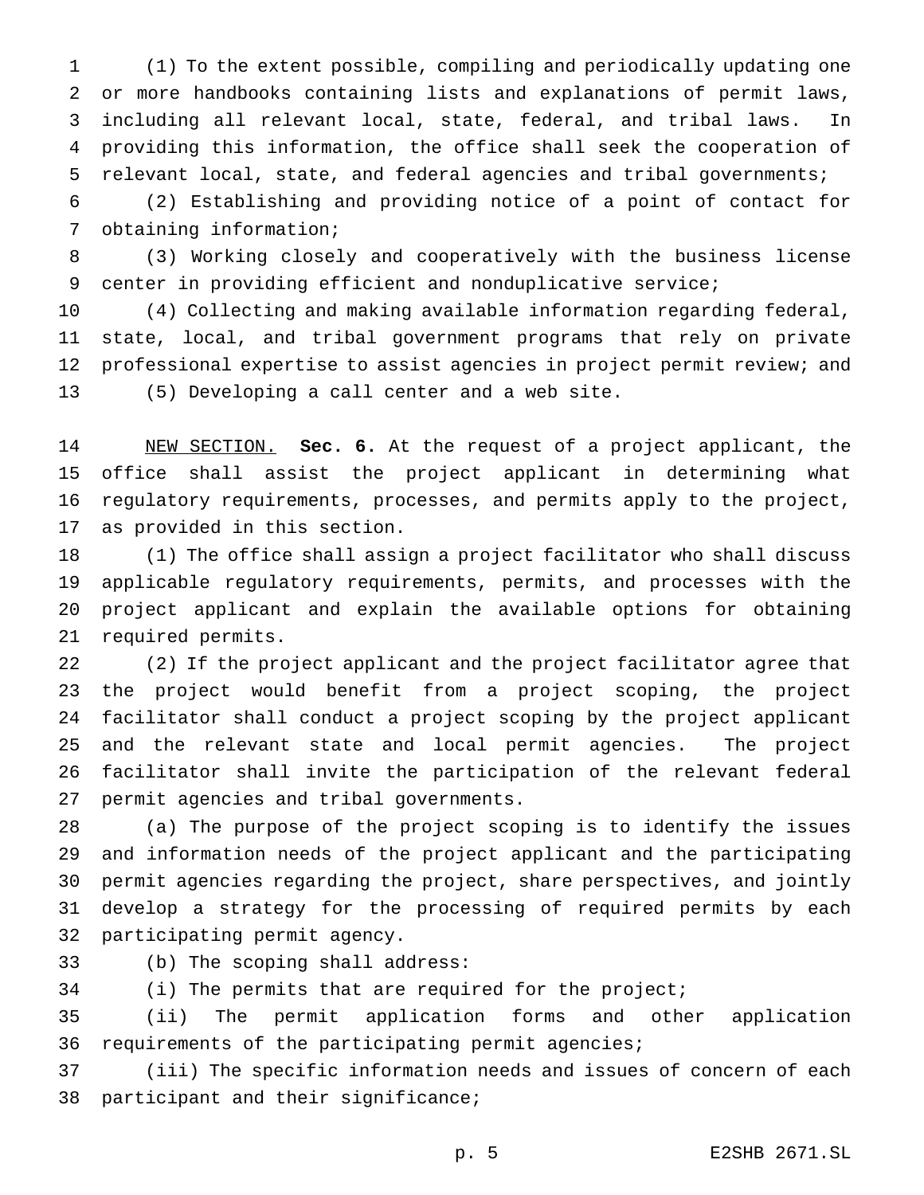(1) To the extent possible, compiling and periodically updating one or more handbooks containing lists and explanations of permit laws, including all relevant local, state, federal, and tribal laws. In providing this information, the office shall seek the cooperation of relevant local, state, and federal agencies and tribal governments;

(2) Establishing and providing notice of a point of contact for obtaining information;

(3) Working closely and cooperatively with the business license center in providing efficient and nonduplicative service;

(4) Collecting and making available information regarding federal, state, local, and tribal government programs that rely on private professional expertise to assist agencies in project permit review; and

(5) Developing a call center and a web site.

NEW SECTION. **Sec. 6.** At the request of a project applicant, the office shall assist the project applicant in determining what regulatory requirements, processes, and permits apply to the project, as provided in this section.

(1) The office shall assign a project facilitator who shall discuss applicable regulatory requirements, permits, and processes with the project applicant and explain the available options for obtaining required permits.

(2) If the project applicant and the project facilitator agree that the project would benefit from a project scoping, the project facilitator shall conduct a project scoping by the project applicant and the relevant state and local permit agencies. The project facilitator shall invite the participation of the relevant federal permit agencies and tribal governments.

(a) The purpose of the project scoping is to identify the issues and information needs of the project applicant and the participating permit agencies regarding the project, share perspectives, and jointly develop a strategy for the processing of required permits by each participating permit agency.

(b) The scoping shall address:

(i) The permits that are required for the project;

(ii) The permit application forms and other application requirements of the participating permit agencies;

(iii) The specific information needs and issues of concern of each participant and their significance;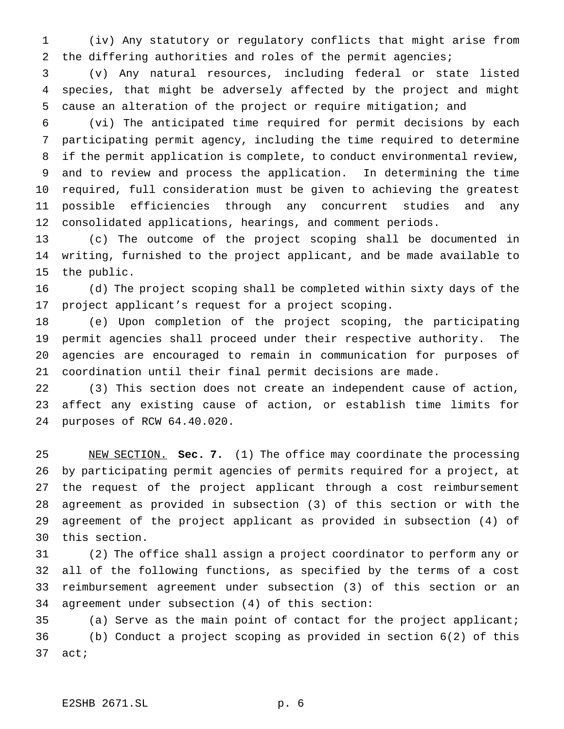(iv) Any statutory or regulatory conflicts that might arise from the differing authorities and roles of the permit agencies;

(v) Any natural resources, including federal or state listed species, that might be adversely affected by the project and might cause an alteration of the project or require mitigation; and

(vi) The anticipated time required for permit decisions by each participating permit agency, including the time required to determine if the permit application is complete, to conduct environmental review, and to review and process the application. In determining the time required, full consideration must be given to achieving the greatest possible efficiencies through any concurrent studies and any consolidated applications, hearings, and comment periods.

(c) The outcome of the project scoping shall be documented in writing, furnished to the project applicant, and be made available to the public.

(d) The project scoping shall be completed within sixty days of the project applicant's request for a project scoping.

(e) Upon completion of the project scoping, the participating permit agencies shall proceed under their respective authority. The agencies are encouraged to remain in communication for purposes of coordination until their final permit decisions are made.

(3) This section does not create an independent cause of action, affect any existing cause of action, or establish time limits for purposes of RCW 64.40.020.

NEW SECTION. **Sec. 7.** (1) The office may coordinate the processing by participating permit agencies of permits required for a project, at the request of the project applicant through a cost reimbursement agreement as provided in subsection (3) of this section or with the agreement of the project applicant as provided in subsection (4) of this section.

(2) The office shall assign a project coordinator to perform any or all of the following functions, as specified by the terms of a cost reimbursement agreement under subsection (3) of this section or an agreement under subsection (4) of this section:

(a) Serve as the main point of contact for the project applicant;

(b) Conduct a project scoping as provided in section 6(2) of this act;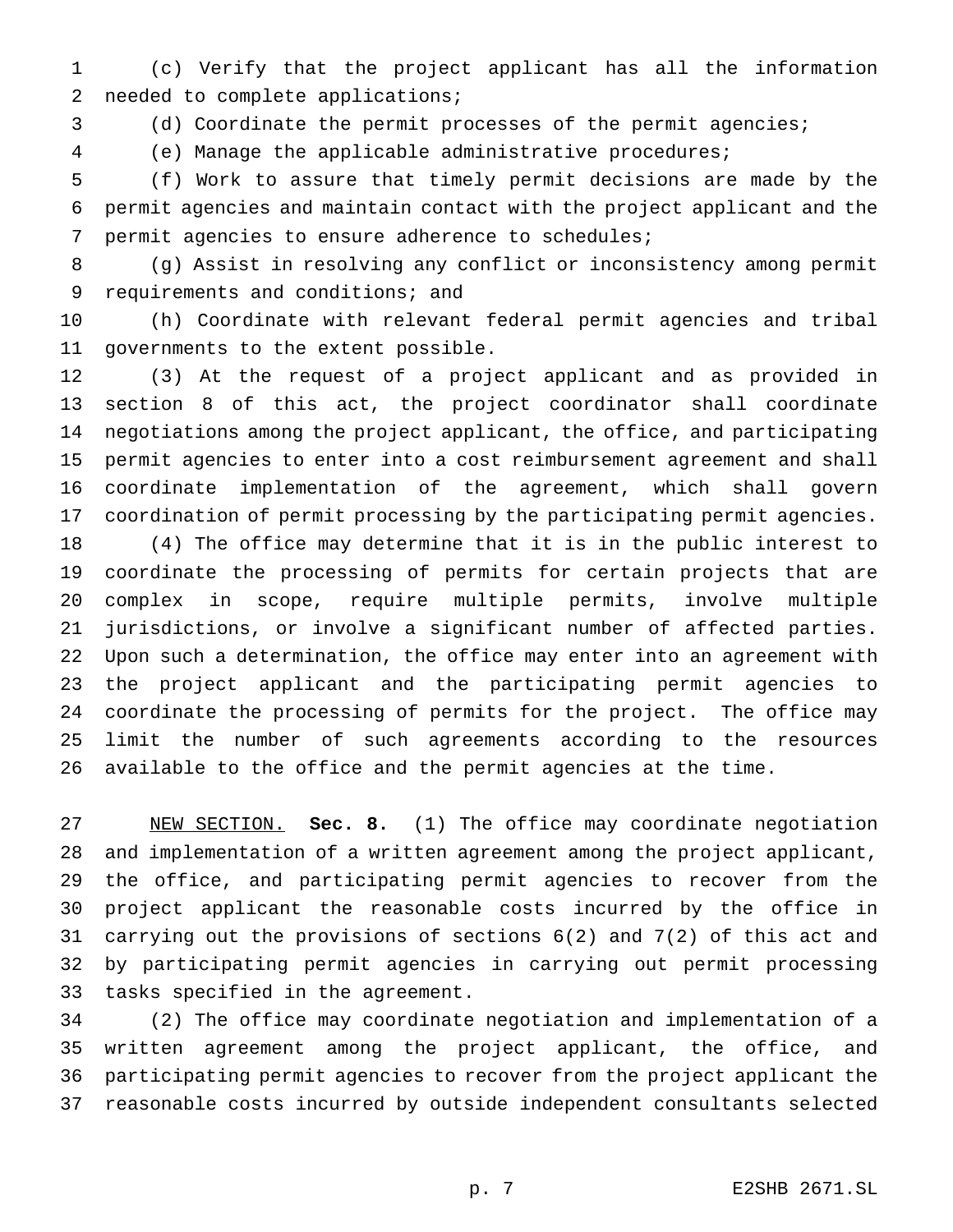(c) Verify that the project applicant has all the information needed to complete applications;

(d) Coordinate the permit processes of the permit agencies;

(e) Manage the applicable administrative procedures;

(f) Work to assure that timely permit decisions are made by the permit agencies and maintain contact with the project applicant and the permit agencies to ensure adherence to schedules;

(g) Assist in resolving any conflict or inconsistency among permit requirements and conditions; and

(h) Coordinate with relevant federal permit agencies and tribal governments to the extent possible.

(3) At the request of a project applicant and as provided in section 8 of this act, the project coordinator shall coordinate negotiations among the project applicant, the office, and participating permit agencies to enter into a cost reimbursement agreement and shall coordinate implementation of the agreement, which shall govern coordination of permit processing by the participating permit agencies.

(4) The office may determine that it is in the public interest to coordinate the processing of permits for certain projects that are complex in scope, require multiple permits, involve multiple jurisdictions, or involve a significant number of affected parties. Upon such a determination, the office may enter into an agreement with the project applicant and the participating permit agencies to coordinate the processing of permits for the project. The office may limit the number of such agreements according to the resources available to the office and the permit agencies at the time.

NEW SECTION. **Sec. 8.** (1) The office may coordinate negotiation and implementation of a written agreement among the project applicant, the office, and participating permit agencies to recover from the project applicant the reasonable costs incurred by the office in carrying out the provisions of sections 6(2) and 7(2) of this act and by participating permit agencies in carrying out permit processing tasks specified in the agreement.

(2) The office may coordinate negotiation and implementation of a written agreement among the project applicant, the office, and participating permit agencies to recover from the project applicant the reasonable costs incurred by outside independent consultants selected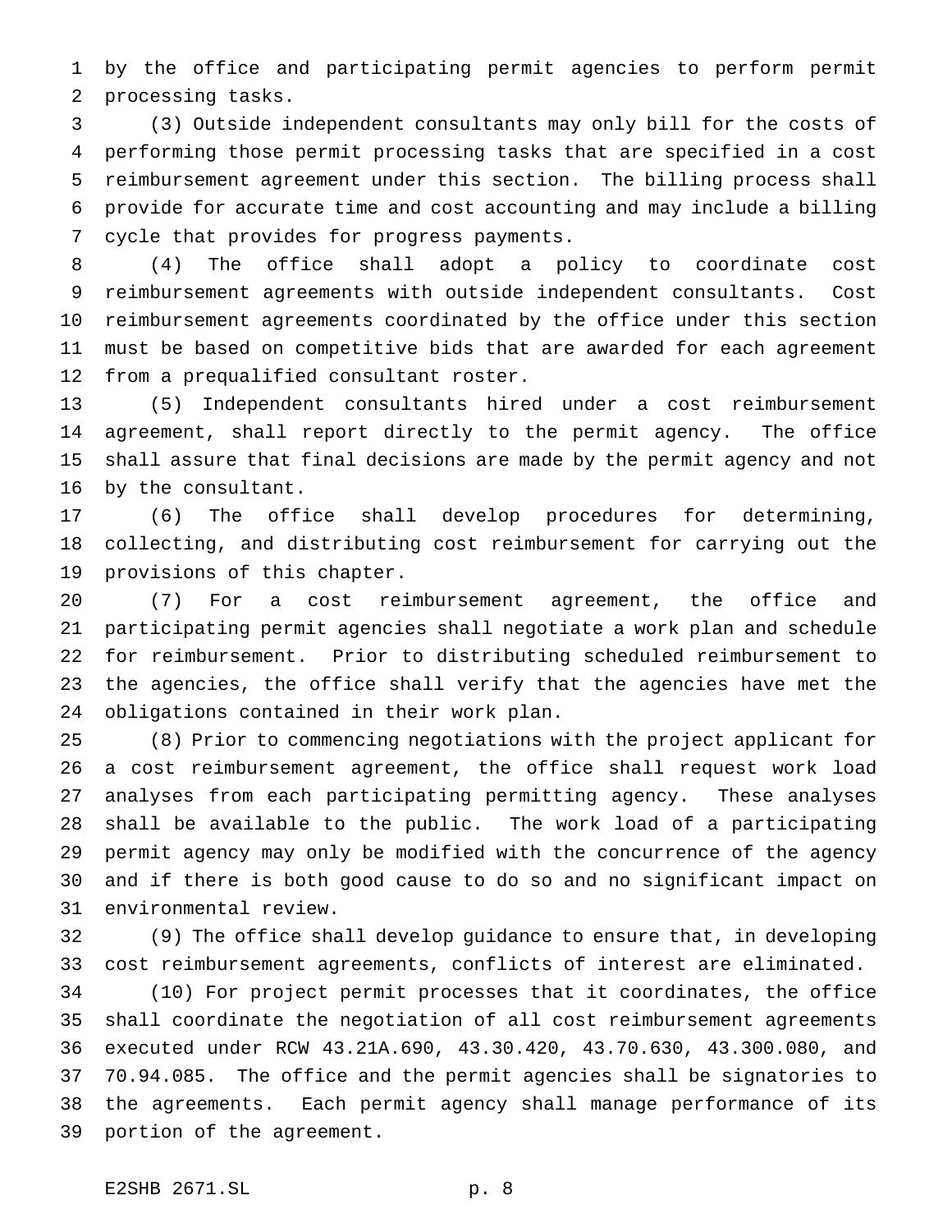by the office and participating permit agencies to perform permit processing tasks.

(3) Outside independent consultants may only bill for the costs of performing those permit processing tasks that are specified in a cost reimbursement agreement under this section. The billing process shall provide for accurate time and cost accounting and may include a billing cycle that provides for progress payments.

(4) The office shall adopt a policy to coordinate cost reimbursement agreements with outside independent consultants. Cost reimbursement agreements coordinated by the office under this section must be based on competitive bids that are awarded for each agreement from a prequalified consultant roster.

(5) Independent consultants hired under a cost reimbursement agreement, shall report directly to the permit agency. The office shall assure that final decisions are made by the permit agency and not by the consultant.

(6) The office shall develop procedures for determining, collecting, and distributing cost reimbursement for carrying out the provisions of this chapter.

(7) For a cost reimbursement agreement, the office and participating permit agencies shall negotiate a work plan and schedule for reimbursement. Prior to distributing scheduled reimbursement to the agencies, the office shall verify that the agencies have met the obligations contained in their work plan.

(8) Prior to commencing negotiations with the project applicant for a cost reimbursement agreement, the office shall request work load analyses from each participating permitting agency. These analyses shall be available to the public. The work load of a participating permit agency may only be modified with the concurrence of the agency and if there is both good cause to do so and no significant impact on environmental review.

(9) The office shall develop guidance to ensure that, in developing cost reimbursement agreements, conflicts of interest are eliminated.

(10) For project permit processes that it coordinates, the office shall coordinate the negotiation of all cost reimbursement agreements executed under RCW 43.21A.690, 43.30.420, 43.70.630, 43.300.080, and 70.94.085. The office and the permit agencies shall be signatories to the agreements. Each permit agency shall manage performance of its portion of the agreement.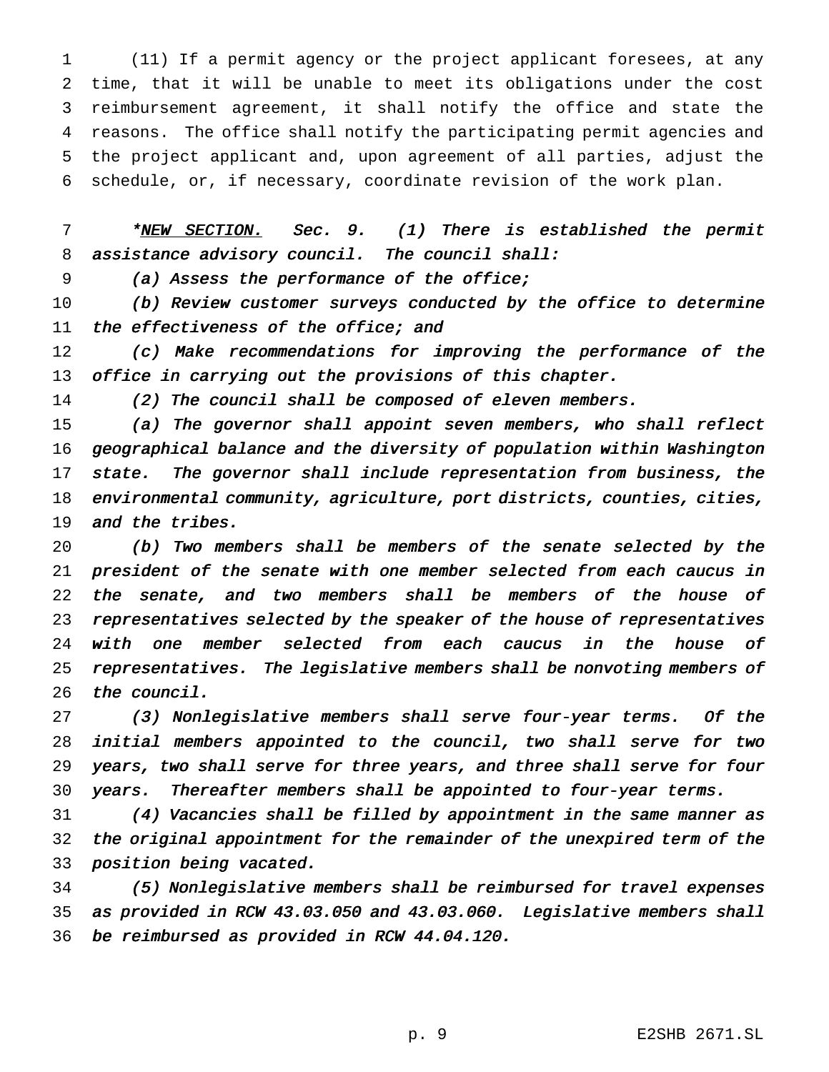(11) If a permit agency or the project applicant foresees, at any time, that it will be unable to meet its obligations under the cost reimbursement agreement, it shall notify the office and state the reasons. The office shall notify the participating permit agencies and the project applicant and, upon agreement of all parties, adjust the schedule, or, if necessary, coordinate revision of the work plan.

**\***<u>NEW SECTION.</u> *Sec. 9. (1) There is established the permit assistance advisory council. The council shall:*

*(a) Assess the performance of the office;*

*(b) Review customer surveys conducted by the office to determine the effectiveness of the office; and*

*(c) Make recommendations for improving the performance of the office in carrying out the provisions of this chapter.*

*(2) The council shall be composed of eleven members.*

*(a) The governor shall appoint seven members, who shall reflect geographical balance and the diversity of population within Washington state. The governor shall include representation from business, the environmental community, agriculture, port districts, counties, cities, and the tribes.*

*(b) Two members shall be members of the senate selected by the president of the senate with one member selected from each caucus in the senate, and two members shall be members of the house of representatives selected by the speaker of the house of representatives with one member selected from each caucus in the house of representatives. The legislative members shall be nonvoting members of the council.*

*(3) Nonlegislative members shall serve four-year terms. Of the initial members appointed to the council, two shall serve for two years, two shall serve for three years, and three shall serve for four years. Thereafter members shall be appointed to four-year terms.*

*(4) Vacancies shall be filled by appointment in the same manner as the original appointment for the remainder of the unexpired term of the position being vacated.*

*(5) Nonlegislative members shall be reimbursed for travel expenses as provided in RCW 43.03.050 and 43.03.060. Legislative members shall be reimbursed as provided in RCW 44.04.120.*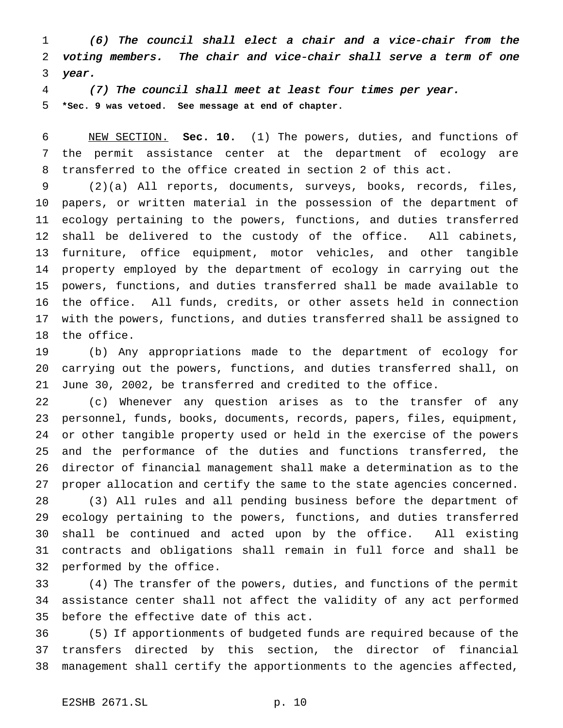*(6) The council shall elect a chair and a vice-chair from the voting members. The chair and vice-chair shall serve a term of one year.*

*(7) The council shall meet at least four times per year.*

**\*Sec. 9 was vetoed. See message at end of chapter.**

NEW SECTION. **Sec. 10.** (1) The powers, duties, and functions of the permit assistance center at the department of ecology are transferred to the office created in section 2 of this act.

(2)(a) All reports, documents, surveys, books, records, files, papers, or written material in the possession of the department of ecology pertaining to the powers, functions, and duties transferred shall be delivered to the custody of the office. All cabinets, furniture, office equipment, motor vehicles, and other tangible property employed by the department of ecology in carrying out the powers, functions, and duties transferred shall be made available to the office. All funds, credits, or other assets held in connection with the powers, functions, and duties transferred shall be assigned to the office.

(b) Any appropriations made to the department of ecology for carrying out the powers, functions, and duties transferred shall, on June 30, 2002, be transferred and credited to the office.

(c) Whenever any question arises as to the transfer of any personnel, funds, books, documents, records, papers, files, equipment, or other tangible property used or held in the exercise of the powers and the performance of the duties and functions transferred, the director of financial management shall make a determination as to the proper allocation and certify the same to the state agencies concerned.

(3) All rules and all pending business before the department of ecology pertaining to the powers, functions, and duties transferred shall be continued and acted upon by the office. All existing contracts and obligations shall remain in full force and shall be performed by the office.

(4) The transfer of the powers, duties, and functions of the permit assistance center shall not affect the validity of any act performed before the effective date of this act.

(5) If apportionments of budgeted funds are required because of the transfers directed by this section, the director of financial management shall certify the apportionments to the agencies affected,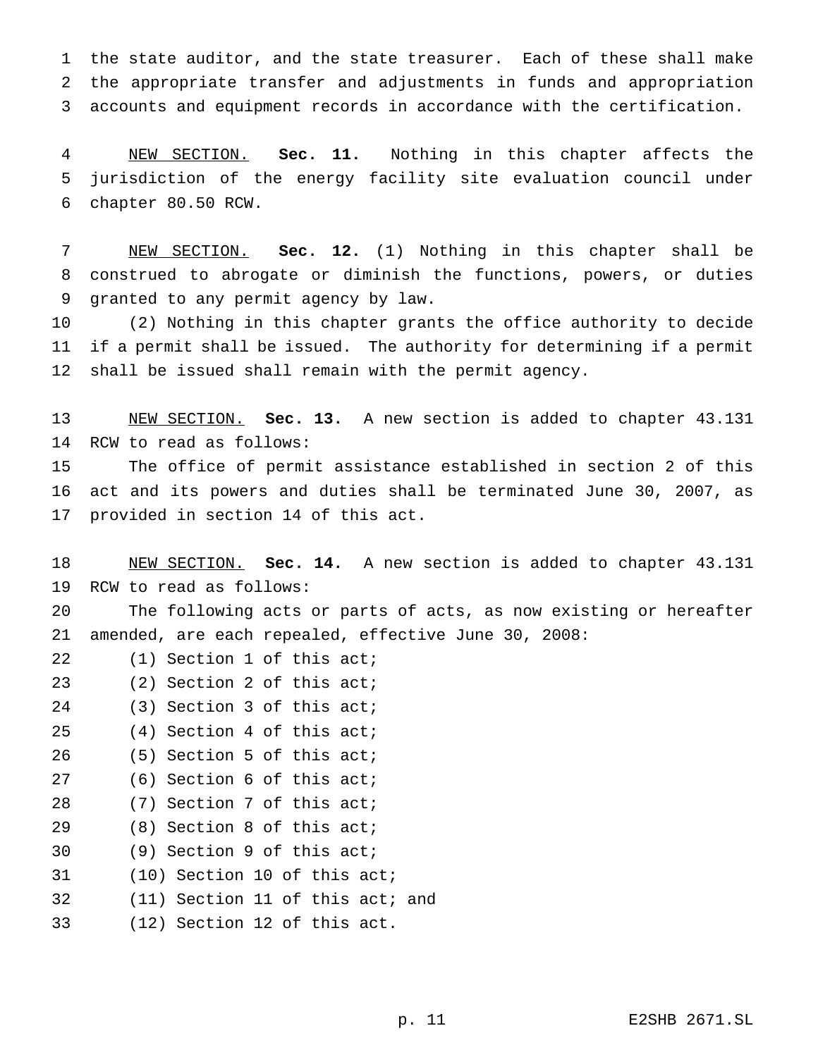the state auditor, and the state treasurer. Each of these shall make the appropriate transfer and adjustments in funds and appropriation accounts and equipment records in accordance with the certification.

NEW SECTION. **Sec. 11.** Nothing in this chapter affects the jurisdiction of the energy facility site evaluation council under chapter 80.50 RCW.

NEW SECTION. **Sec. 12.** (1) Nothing in this chapter shall be construed to abrogate or diminish the functions, powers, or duties granted to any permit agency by law.

(2) Nothing in this chapter grants the office authority to decide if a permit shall be issued. The authority for determining if a permit shall be issued shall remain with the permit agency.

NEW SECTION. **Sec. 13.** A new section is added to chapter 43.131 RCW to read as follows:

The office of permit assistance established in section 2 of this act and its powers and duties shall be terminated June 30, 2007, as provided in section 14 of this act.

NEW SECTION. **Sec. 14.** A new section is added to chapter 43.131 RCW to read as follows:

The following acts or parts of acts, as now existing or hereafter amended, are each repealed, effective June 30, 2008:

(1) Section 1 of this act;

(2) Section 2 of this act;

(3) Section 3 of this act;

(4) Section 4 of this act;

(5) Section 5 of this act;

(6) Section 6 of this act;

(7) Section 7 of this act;

(8) Section 8 of this act;

(9) Section 9 of this act;

(10) Section 10 of this act;

(11) Section 11 of this act; and

(12) Section 12 of this act.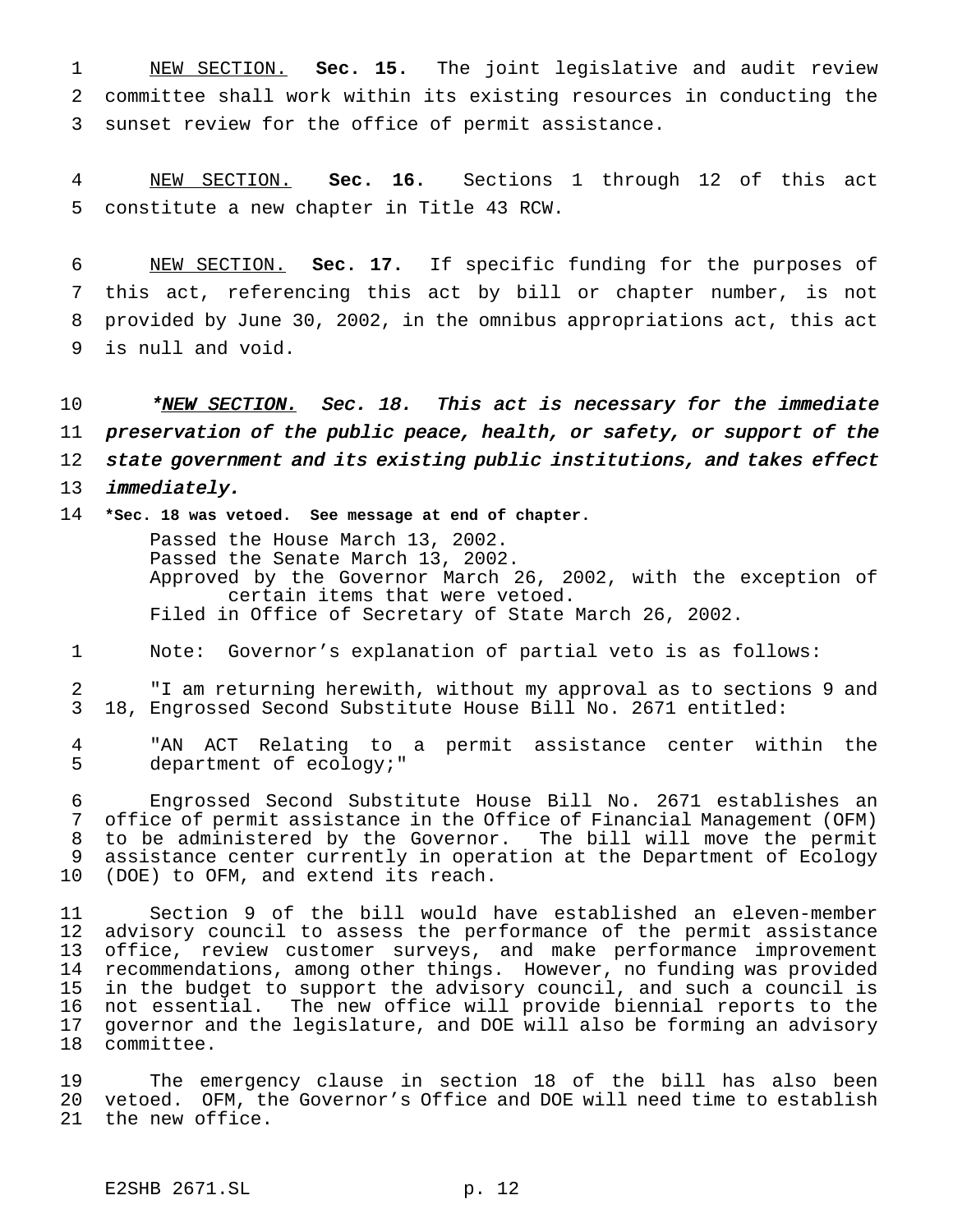NEW SECTION. **Sec. 15.** The joint legislative and audit review committee shall work within its existing resources in conducting the sunset review for the office of permit assistance.

NEW SECTION. **Sec. 16.** Sections 1 through 12 of this act constitute a new chapter in Title 43 RCW.

NEW SECTION. **Sec. 17.** If specific funding for the purposes of this act, referencing this act by bill or chapter number, is not provided by June 30, 2002, in the omnibus appropriations act, this act is null and void.

***\*NEW SECTION. Sec. 18. This act is necessary for the immediate preservation of the public peace, health, or safety, or support of the state government and its existing public institutions, and takes effect immediately.***

**\*Sec. 18 was vetoed. See message at end of chapter.**

Passed the House March 13, 2002.
Passed the Senate March 13, 2002.
Approved by the Governor March 26, 2002, with the exception of certain items that were vetoed.
Filed in Office of Secretary of State March 26, 2002.

Note: Governor's explanation of partial veto is as follows:

"I am returning herewith, without my approval as to sections 9 and 18, Engrossed Second Substitute House Bill No. 2671 entitled:

"AN ACT Relating to a permit assistance center within the department of ecology;"

Engrossed Second Substitute House Bill No. 2671 establishes an office of permit assistance in the Office of Financial Management (OFM) to be administered by the Governor. The bill will move the permit assistance center currently in operation at the Department of Ecology (DOE) to OFM, and extend its reach.

Section 9 of the bill would have established an eleven-member advisory council to assess the performance of the permit assistance office, review customer surveys, and make performance improvement recommendations, among other things. However, no funding was provided in the budget to support the advisory council, and such a council is not essential. The new office will provide biennial reports to the governor and the legislature, and DOE will also be forming an advisory committee.

The emergency clause in section 18 of the bill has also been vetoed. OFM, the Governor's Office and DOE will need time to establish the new office.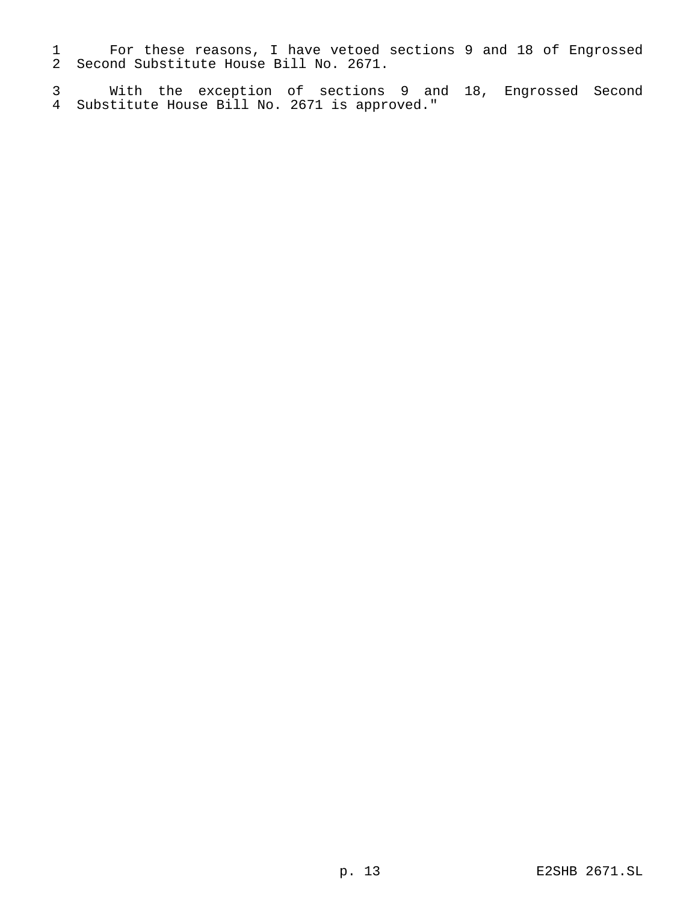For these reasons, I have vetoed sections 9 and 18 of Engrossed Second Substitute House Bill No. 2671.

With the exception of sections 9 and 18, Engrossed Second Substitute House Bill No. 2671 is approved."